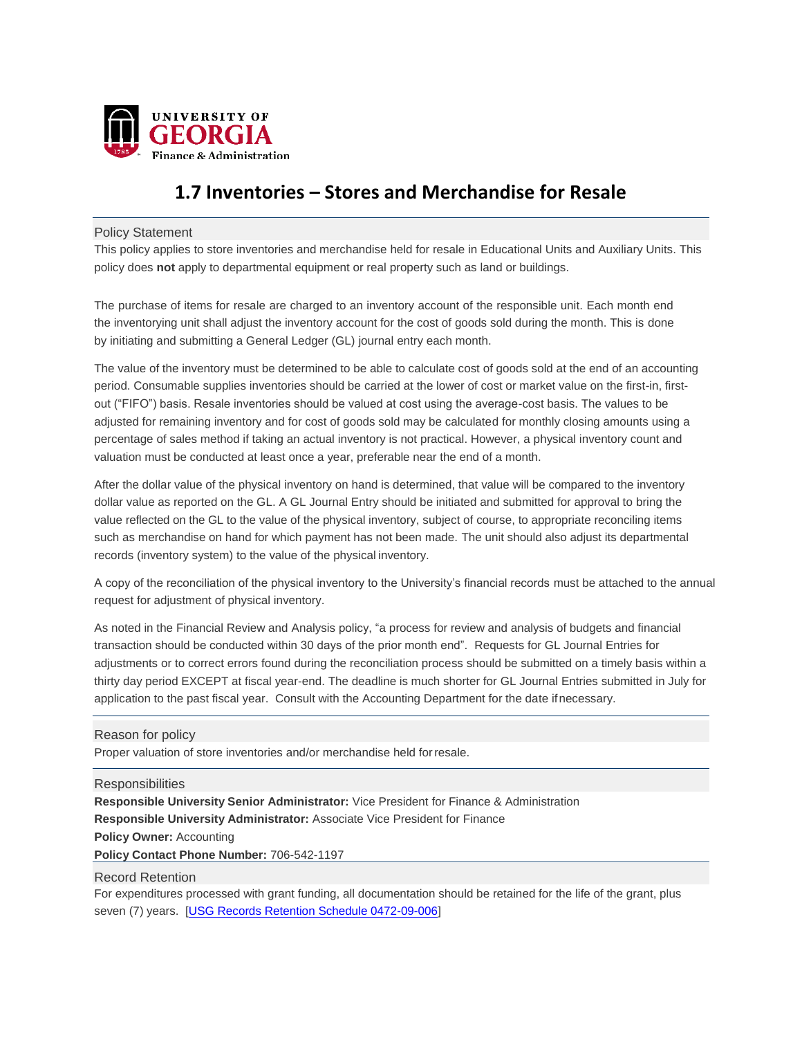UNIVERSITY OF GEORGIA
Finance & Administration

# 1.7 Inventories – Stores and Merchandise for Resale

## Policy Statement

This policy applies to store inventories and merchandise held for resale in Educational Units and Auxiliary Units. This policy does **not** apply to departmental equipment or real property such as land or buildings.

The purchase of items for resale are charged to an inventory account of the responsible unit. Each month end the inventorying unit shall adjust the inventory account for the cost of goods sold during the month. This is done by initiating and submitting a General Ledger (GL) journal entry each month.

The value of the inventory must be determined to be able to calculate cost of goods sold at the end of an accounting period. Consumable supplies inventories should be carried at the lower of cost or market value on the first-in, first-out ("FIFO") basis. Resale inventories should be valued at cost using the average-cost basis. The values to be adjusted for remaining inventory and for cost of goods sold may be calculated for monthly closing amounts using a percentage of sales method if taking an actual inventory is not practical. However, a physical inventory count and valuation must be conducted at least once a year, preferable near the end of a month.

After the dollar value of the physical inventory on hand is determined, that value will be compared to the inventory dollar value as reported on the GL. A GL Journal Entry should be initiated and submitted for approval to bring the value reflected on the GL to the value of the physical inventory, subject of course, to appropriate reconciling items such as merchandise on hand for which payment has not been made. The unit should also adjust its departmental records (inventory system) to the value of the physical inventory.

A copy of the reconciliation of the physical inventory to the University's financial records must be attached to the annual request for adjustment of physical inventory.

As noted in the Financial Review and Analysis policy, "a process for review and analysis of budgets and financial transaction should be conducted within 30 days of the prior month end". Requests for GL Journal Entries for adjustments or to correct errors found during the reconciliation process should be submitted on a timely basis within a thirty day period EXCEPT at fiscal year-end. The deadline is much shorter for GL Journal Entries submitted in July for application to the past fiscal year. Consult with the Accounting Department for the date if necessary.

## Reason for policy

Proper valuation of store inventories and/or merchandise held for resale.

## Responsibilities

**Responsible University Senior Administrator:** Vice President for Finance & Administration
**Responsible University Administrator:** Associate Vice President for Finance
**Policy Owner:** Accounting
**Policy Contact Phone Number:** 706-542-1197

## Record Retention

For expenditures processed with grant funding, all documentation should be retained for the life of the grant, plus seven (7) years. [USG Records Retention Schedule 0472-09-006]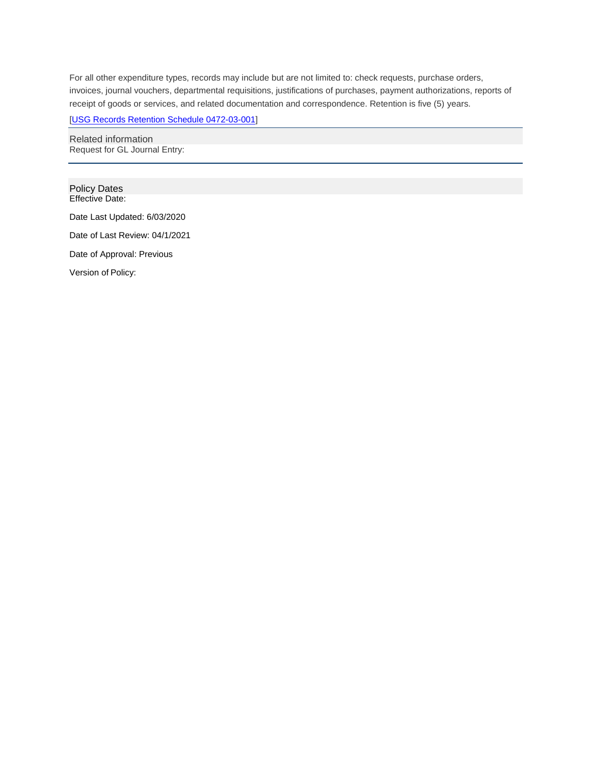For all other expenditure types, records may include but are not limited to: check requests, purchase orders, invoices, journal vouchers, departmental requisitions, justifications of purchases, payment authorizations, reports of receipt of goods or services, and related documentation and correspondence. Retention is five (5) years.

[USG Records Retention Schedule 0472-03-001]

## Related information

Request for GL Journal Entry:

## Policy Dates

Effective Date:

Date Last Updated: 6/03/2020

Date of Last Review: 04/1/2021

Date of Approval: Previous

Version of Policy: